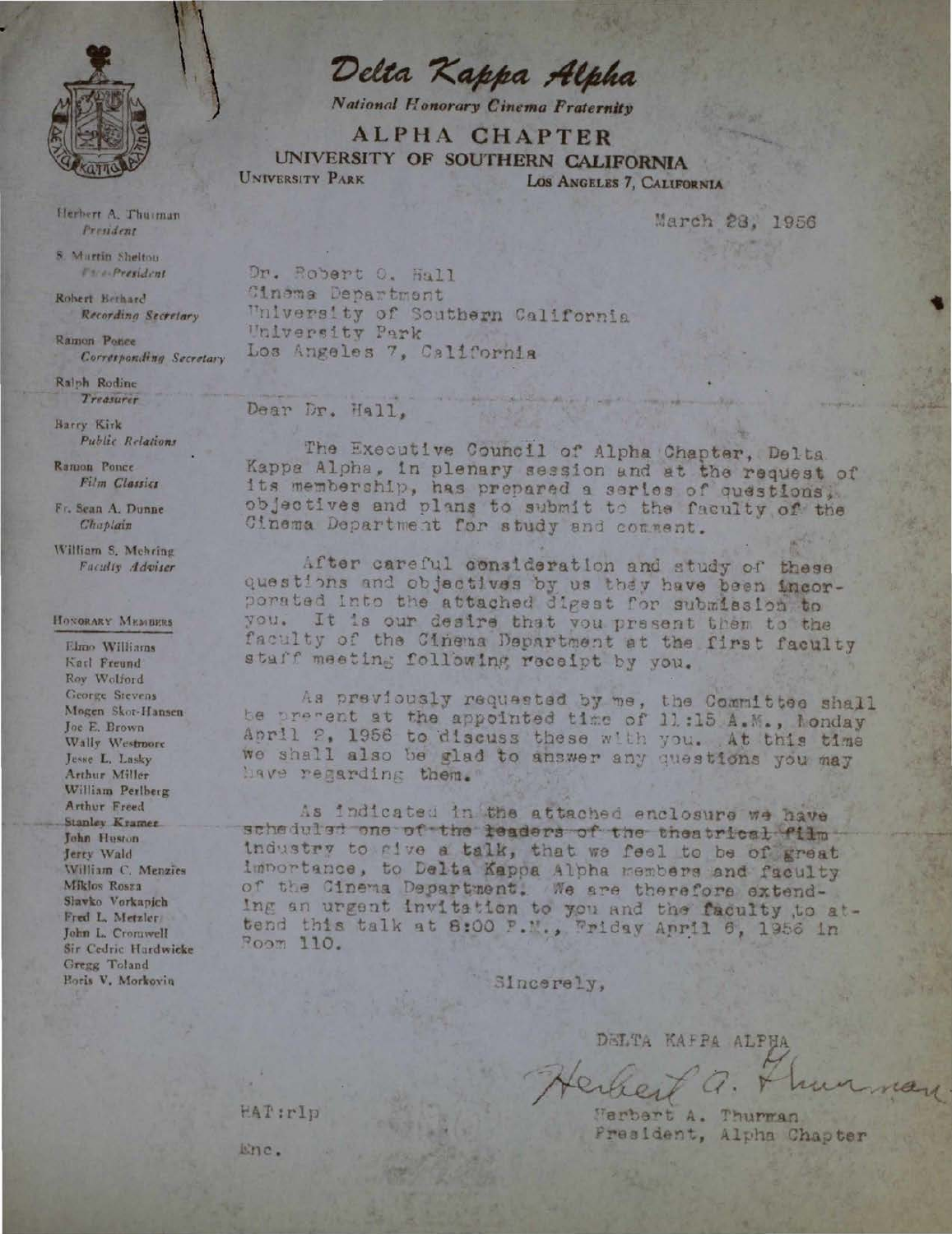# Delta Kappa Alpha

*National Honorary Cinema Fraternity*

## ALPHA CHAPTER

UNIVERSITY OF SOUTHERN CALIFORNIA

UNIVERSITY PARK — LOS ANGELES 7, CALIFORNIA

Herbert A. Thurman
*President*

S. Martin Shelton
*Vice-President*

Robert Berhard
*Recording Secretary*

Ramon Ponce
*Corresponding Secretary*

Ralph Rodine
*Treasurer*

Barry Kirk
*Public Relations*

Ramon Ponce
*Film Classics*

Fr. Sean A. Dunne
*Chaplain*

William S. Mehring
*Faculty Adviser*

HONORARY MEMBERS

Elmo Williams
Karl Freund
Roy Wolford
George Stevens
Mogen Skot-Hansen
Joe E. Brown
Wally Westmore
Jesse L. Lasky
Arthur Miller
William Perlberg
Arthur Freed
Stanley Kramer
John Huston
Jerry Wald
William C. Menzies
Miklos Rosza
Slavko Vorkapich
Fred L. Metzler
John L. Cromwell
Sir Cedric Hardwicke
Gregg Toland
Boris V. Morkovin

March 28, 1956

Dr. Robert O. Hall
Cinema Department
University of Southern California
University Park
Los Angeles 7, California

Dear Dr. Hall,

The Executive Council of Alpha Chapter, Delta Kappa Alpha, in plenary session and at the request of its membership, has prepared a series of questions, objectives and plans to submit to the faculty of the Cinema Department for study and comment.

After careful consideration and study of these questions and objectives by us they have been incorporated into the attached digest for submission to you. It is our desire that you present them to the faculty of the Cinema Department at the first faculty staff meeting following receipt by you.

As previously requested by me, the Committee shall be present at the appointed time of 11:15 A.M., Monday April 2, 1956 to discuss these with you. At this time we shall also be glad to answer any questions you may have regarding them.

As indicated in the attached enclosure we have scheduled ~~one of the leaders of the theatrical film industry~~ to give a talk, that we feel to be of great importance, to Delta Kappa Alpha members and faculty of the Cinema Department. We are therefore extending an urgent invitation to you and the faculty to attend this talk at 8:00 P.M., Friday April 6, 1956 in Room 110.

Sincerely,

DELTA KAPPA ALPHA

Herbert A. Thurman

Herbert A. Thurman
President, Alpha Chapter

HAT:rlp

Enc.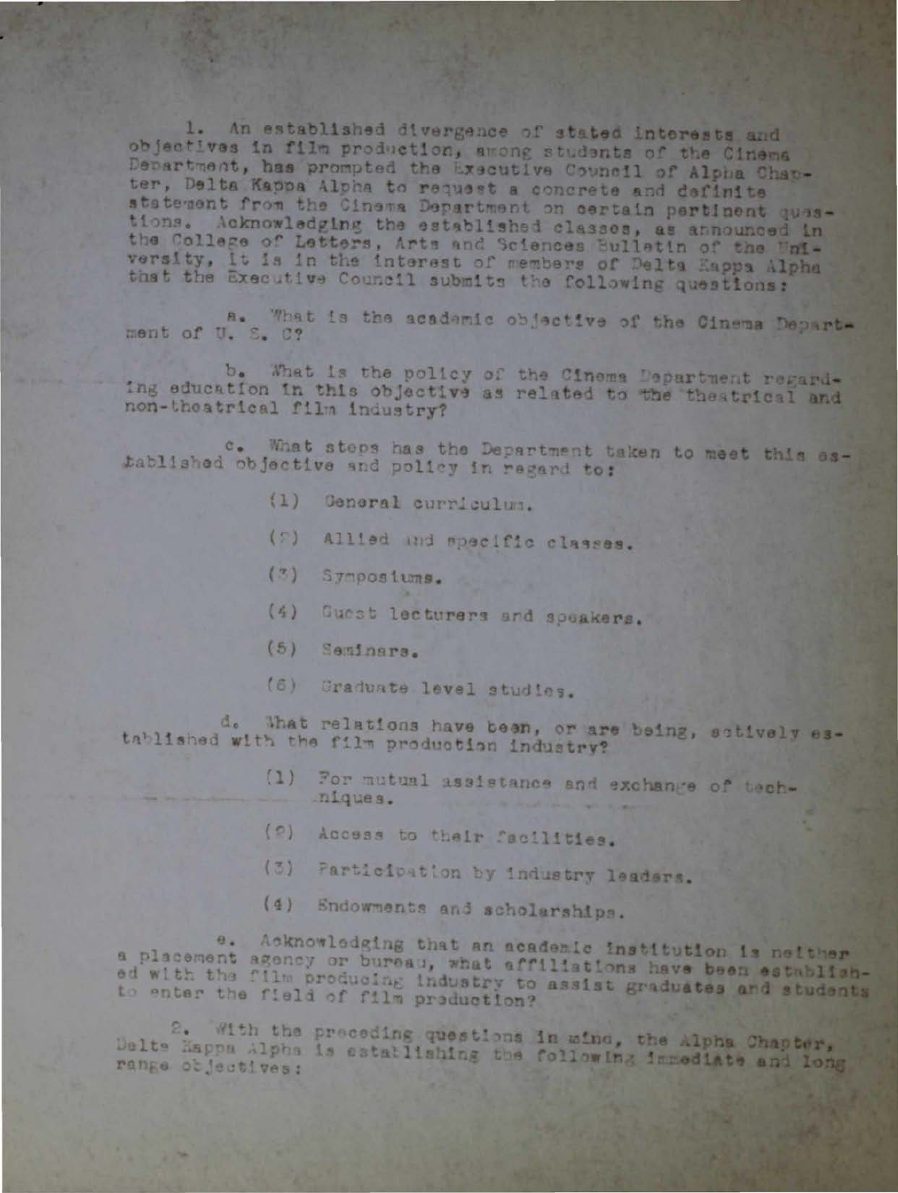1. An established divergence of stated interests and objectives in film production, among students of the Cinema Department, has prompted the Executive Council of Alpha Chapter, Delta Kappa Alpha to request a concrete and definite statement from the Cinema Department on certain pertinent questions. Acknowledging the established classes, as announced in the College of Letters, Arts and Sciences Bulletin of the University, it is in the interest of members of Delta Kappa Alpha that the Executive Council submits the following questions:

   a. What is the academic objective of the Cinema Department of U. S. C?

   b. What is the policy of the Cinema Department regarding education in this objective as related to the theatrical and non-theatrical film industry?

   c. What steps has the Department taken to meet this established objective and policy in regard to:

      (1) General curriculum.

      (2) Allied and specific classes.

      (3) Symposiums.

      (4) Guest lecturers and speakers.

      (5) Seminars.

      (6) Graduate level studies.

   d. What relations have been, or are being, actively established with the film production industry?

      (1) For mutual assistance and exchange of techniques.

      (2) Access to their facilities.

      (3) Participation by industry leaders.

      (4) Endowments and scholarships.

   e. Acknowledging that an academic institution is neither a placement agency or bureau, what affiliations have been established with the film producing industry to assist graduates and students to enter the field of film production?

2. With the preceding questions in mind, the Alpha Chapter, Delta Kappa Alpha is establishing the following immediate and long range objectives: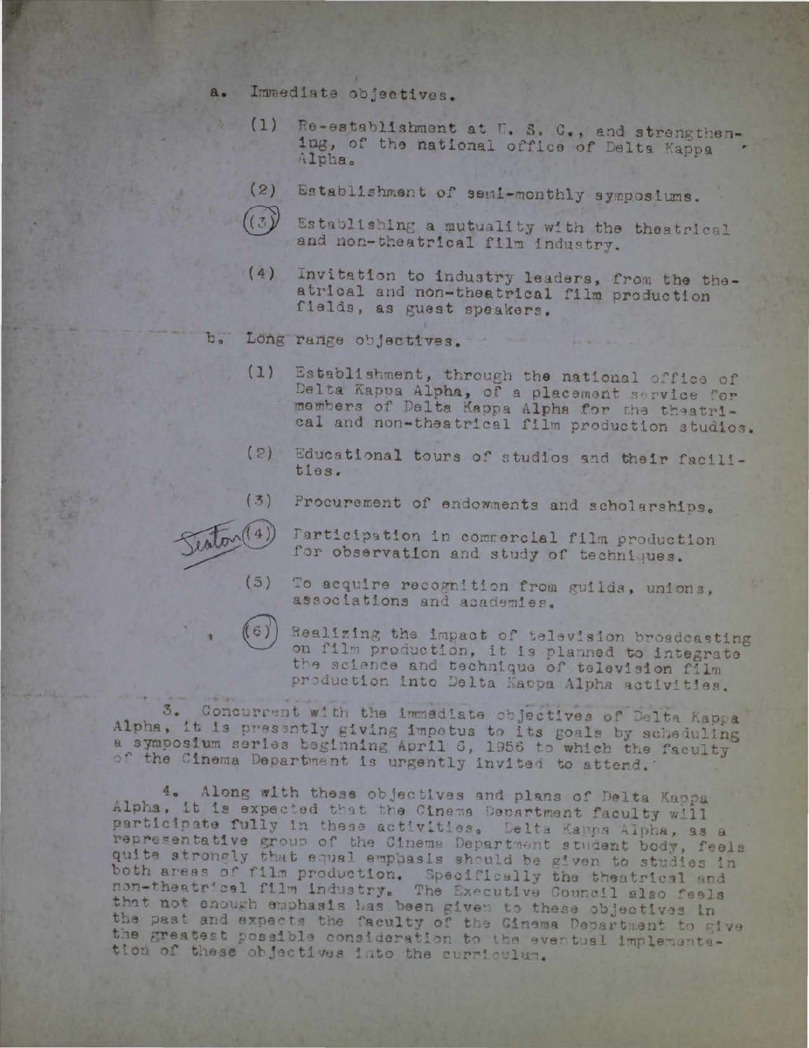a. Immediate objectives.

(1) Re-establishment at U. S. C., and strengthening, of the national office of Delta Kappa Alpha.

(2) Establishment of semi-monthly symposiums.

(3) Establishing a mutuality with the theatrical and non-theatrical film industry.

(4) Invitation to industry leaders, from the theatrical and non-theatrical film production fields, as guest speakers.

b. Long range objectives.

(1) Establishment, through the national office of Delta Kappa Alpha, of a placement service for members of Delta Kappa Alpha for the theatrical and non-theatrical film production studios.

(2) Educational tours of studios and their facilities.

(3) Procurement of endowments and scholarships.

(4) Participation in commercial film production for observation and study of techniques.

(5) To acquire recognition from guilds, unions, associations and academies.

(6) Realizing the impact of television broadcasting on film production, it is planned to integrate the science and technique of television film production into Delta Kappa Alpha activities.

3. Concurrent with the immediate objectives of Delta Kappa Alpha, it is presently giving impetus to its goals by scheduling a symposium series beginning April 6, 1956 to which the faculty of the Cinema Department is urgently invited to attend.

4. Along with these objectives and plans of Delta Kappa Alpha, it is expected that the Cinema Department faculty will participate fully in these activities. Delta Kappa Alpha, as a representative group of the Cinema Department student body, feels quite strongly that equal emphasis should be given to studies in both areas of film production. Specifically the theatrical and non-theatrical film industry. The Executive Council also feels that not enough emphasis has been given to these objectives in the past and expects the faculty of the Cinema Department to give the greatest possible consideration to the eventual implementation of these objectives into the curriculum.